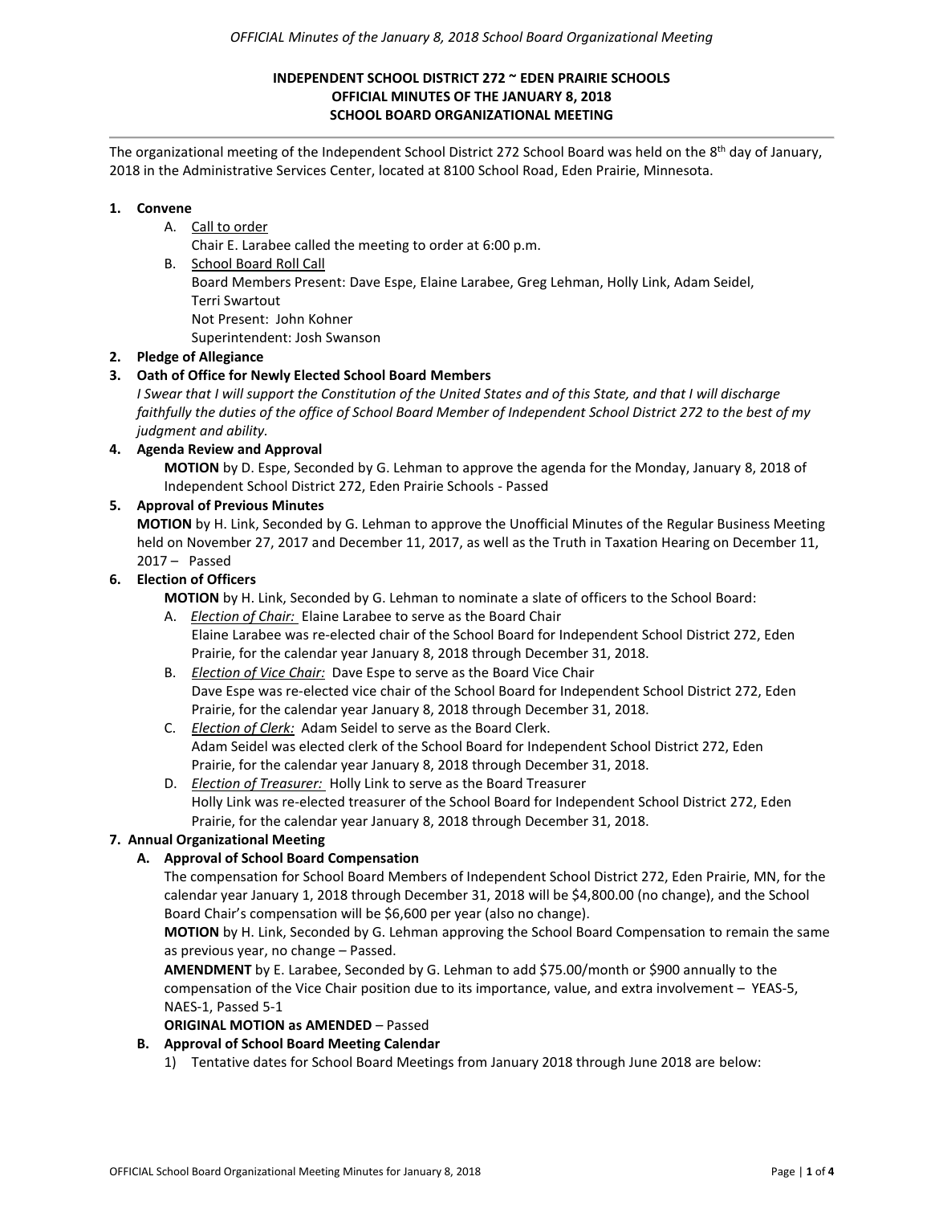**INDEPENDENT SCHOOL DISTRICT 272 ~ EDEN PRAIRIE SCHOOLS**
**OFFICIAL MINUTES OF THE JANUARY 8, 2018**
**SCHOOL BOARD ORGANIZATIONAL MEETING**

---

The organizational meeting of the Independent School District 272 School Board was held on the 8th day of January, 2018 in the Administrative Services Center, located at 8100 School Road, Eden Prairie, Minnesota.

1. **Convene**
   A. Call to order
      Chair E. Larabee called the meeting to order at 6:00 p.m.
   B. School Board Roll Call
      Board Members Present: Dave Espe, Elaine Larabee, Greg Lehman, Holly Link, Adam Seidel, Terri Swartout
      Not Present: John Kohner
      Superintendent: Josh Swanson
2. **Pledge of Allegiance**
3. **Oath of Office for Newly Elected School Board Members**
   *I Swear that I will support the Constitution of the United States and of this State, and that I will discharge faithfully the duties of the office of School Board Member of Independent School District 272 to the best of my judgment and ability.*
4. **Agenda Review and Approval**
   **MOTION** by D. Espe, Seconded by G. Lehman to approve the agenda for the Monday, January 8, 2018 of Independent School District 272, Eden Prairie Schools - Passed
5. **Approval of Previous Minutes**
   **MOTION** by H. Link, Seconded by G. Lehman to approve the Unofficial Minutes of the Regular Business Meeting held on November 27, 2017 and December 11, 2017, as well as the Truth in Taxation Hearing on December 11, 2017 – Passed
6. **Election of Officers**
   **MOTION** by H. Link, Seconded by G. Lehman to nominate a slate of officers to the School Board:
   A. ***Election of Chair:*** Elaine Larabee to serve as the Board Chair
      Elaine Larabee was re-elected chair of the School Board for Independent School District 272, Eden Prairie, for the calendar year January 8, 2018 through December 31, 2018.
   B. ***Election of Vice Chair:*** Dave Espe to serve as the Board Vice Chair
      Dave Espe was re-elected vice chair of the School Board for Independent School District 272, Eden Prairie, for the calendar year January 8, 2018 through December 31, 2018.
   C. ***Election of Clerk:*** Adam Seidel to serve as the Board Clerk.
      Adam Seidel was elected clerk of the School Board for Independent School District 272, Eden Prairie, for the calendar year January 8, 2018 through December 31, 2018.
   D. ***Election of Treasurer:*** Holly Link to serve as the Board Treasurer
      Holly Link was re-elected treasurer of the School Board for Independent School District 272, Eden Prairie, for the calendar year January 8, 2018 through December 31, 2018.
7. **Annual Organizational Meeting**
   **A. Approval of School Board Compensation**
   The compensation for School Board Members of Independent School District 272, Eden Prairie, MN, for the calendar year January 1, 2018 through December 31, 2018 will be $4,800.00 (no change), and the School Board Chair's compensation will be $6,600 per year (also no change).
   **MOTION** by H. Link, Seconded by G. Lehman approving the School Board Compensation to remain the same as previous year, no change – Passed.
   **AMENDMENT** by E. Larabee, Seconded by G. Lehman to add $75.00/month or $900 annually to the compensation of the Vice Chair position due to its importance, value, and extra involvement – YEAS-5, NAES-1, Passed 5-1
   **ORIGINAL MOTION as AMENDED** – Passed
   **B. Approval of School Board Meeting Calendar**
   1) Tentative dates for School Board Meetings from January 2018 through June 2018 are below: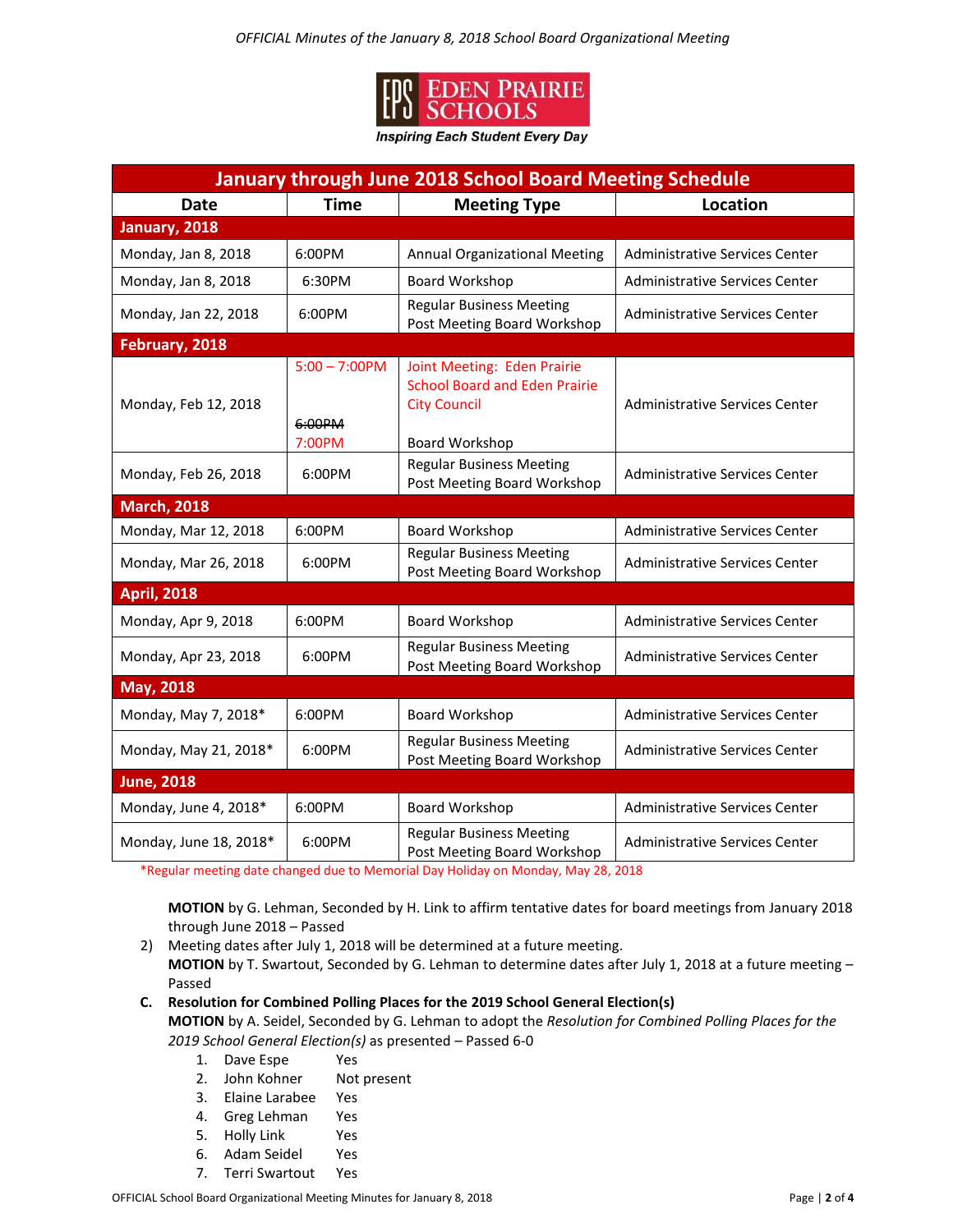EPS EDEN PRAIRIE SCHOOLS
*Inspiring Each Student Every Day*

| January through June 2018 School Board Meeting Schedule | | | |
|---|---|---|---|
| **Date** | **Time** | **Meeting Type** | **Location** |
| **January, 2018** | | | |
| Monday, Jan 8, 2018 | 6:00PM | Annual Organizational Meeting | Administrative Services Center |
| Monday, Jan 8, 2018 | 6:30PM | Board Workshop | Administrative Services Center |
| Monday, Jan 22, 2018 | 6:00PM | Regular Business Meeting Post Meeting Board Workshop | Administrative Services Center |
| **February, 2018** | | | |
| Monday, Feb 12, 2018 | 5:00 – 7:00PM ~~6:00PM~~ 7:00PM | Joint Meeting: Eden Prairie School Board and Eden Prairie City Council Board Workshop | Administrative Services Center |
| Monday, Feb 26, 2018 | 6:00PM | Regular Business Meeting Post Meeting Board Workshop | Administrative Services Center |
| **March, 2018** | | | |
| Monday, Mar 12, 2018 | 6:00PM | Board Workshop | Administrative Services Center |
| Monday, Mar 26, 2018 | 6:00PM | Regular Business Meeting Post Meeting Board Workshop | Administrative Services Center |
| **April, 2018** | | | |
| Monday, Apr 9, 2018 | 6:00PM | Board Workshop | Administrative Services Center |
| Monday, Apr 23, 2018 | 6:00PM | Regular Business Meeting Post Meeting Board Workshop | Administrative Services Center |
| **May, 2018** | | | |
| Monday, May 7, 2018* | 6:00PM | Board Workshop | Administrative Services Center |
| Monday, May 21, 2018* | 6:00PM | Regular Business Meeting Post Meeting Board Workshop | Administrative Services Center |
| **June, 2018** | | | |
| Monday, June 4, 2018* | 6:00PM | Board Workshop | Administrative Services Center |
| Monday, June 18, 2018* | 6:00PM | Regular Business Meeting Post Meeting Board Workshop | Administrative Services Center |

*Regular meeting date changed due to Memorial Day Holiday on Monday, May 28, 2018

**MOTION** by G. Lehman, Seconded by H. Link to affirm tentative dates for board meetings from January 2018 through June 2018 – Passed

2) Meeting dates after July 1, 2018 will be determined at a future meeting.
**MOTION** by T. Swartout, Seconded by G. Lehman to determine dates after July 1, 2018 at a future meeting – Passed

**C. Resolution for Combined Polling Places for the 2019 School General Election(s)**
**MOTION** by A. Seidel, Seconded by G. Lehman to adopt the *Resolution for Combined Polling Places for the 2019 School General Election(s)* as presented – Passed 6-0

1. Dave Espe Yes
2. John Kohner Not present
3. Elaine Larabee Yes
4. Greg Lehman Yes
5. Holly Link Yes
6. Adam Seidel Yes
7. Terri Swartout Yes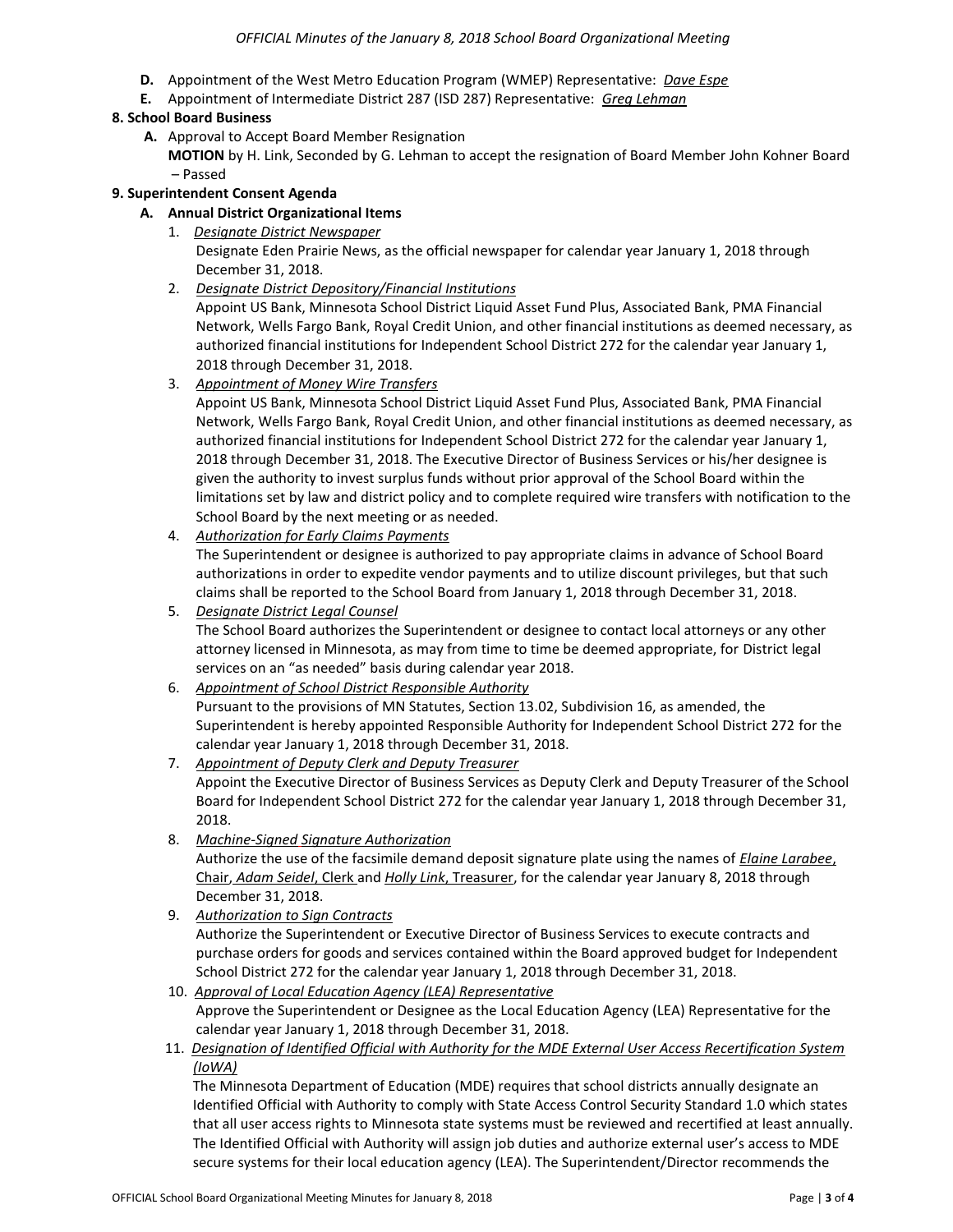**D.** Appointment of the West Metro Education Program (WMEP) Representative: ***Dave Espe***

**E.** Appointment of Intermediate District 287 (ISD 287) Representative: ***Greg Lehman***

**8. School Board Business**

**A.** Approval to Accept Board Member Resignation

**MOTION** by H. Link, Seconded by G. Lehman to accept the resignation of Board Member John Kohner Board – Passed

**9. Superintendent Consent Agenda**

**A. Annual District Organizational Items**

1. *Designate District Newspaper*
   Designate Eden Prairie News, as the official newspaper for calendar year January 1, 2018 through December 31, 2018.
2. *Designate District Depository/Financial Institutions*
   Appoint US Bank, Minnesota School District Liquid Asset Fund Plus, Associated Bank, PMA Financial Network, Wells Fargo Bank, Royal Credit Union, and other financial institutions as deemed necessary, as authorized financial institutions for Independent School District 272 for the calendar year January 1, 2018 through December 31, 2018.
3. *Appointment of Money Wire Transfers*
   Appoint US Bank, Minnesota School District Liquid Asset Fund Plus, Associated Bank, PMA Financial Network, Wells Fargo Bank, Royal Credit Union, and other financial institutions as deemed necessary, as authorized financial institutions for Independent School District 272 for the calendar year January 1, 2018 through December 31, 2018. The Executive Director of Business Services or his/her designee is given the authority to invest surplus funds without prior approval of the School Board within the limitations set by law and district policy and to complete required wire transfers with notification to the School Board by the next meeting or as needed.
4. *Authorization for Early Claims Payments*
   The Superintendent or designee is authorized to pay appropriate claims in advance of School Board authorizations in order to expedite vendor payments and to utilize discount privileges, but that such claims shall be reported to the School Board from January 1, 2018 through December 31, 2018.
5. *Designate District Legal Counsel*
   The School Board authorizes the Superintendent or designee to contact local attorneys or any other attorney licensed in Minnesota, as may from time to time be deemed appropriate, for District legal services on an "as needed" basis during calendar year 2018.
6. *Appointment of School District Responsible Authority*
   Pursuant to the provisions of MN Statutes, Section 13.02, Subdivision 16, as amended, the Superintendent is hereby appointed Responsible Authority for Independent School District 272 for the calendar year January 1, 2018 through December 31, 2018.
7. *Appointment of Deputy Clerk and Deputy Treasurer*
   Appoint the Executive Director of Business Services as Deputy Clerk and Deputy Treasurer of the School Board for Independent School District 272 for the calendar year January 1, 2018 through December 31, 2018.
8. *Machine-Signed Signature Authorization*
   Authorize the use of the facsimile demand deposit signature plate using the names of *Elaine Larabee*, Chair, *Adam Seidel*, Clerk and *Holly Link*, Treasurer, for the calendar year January 8, 2018 through December 31, 2018.
9. *Authorization to Sign Contracts*
   Authorize the Superintendent or Executive Director of Business Services to execute contracts and purchase orders for goods and services contained within the Board approved budget for Independent School District 272 for the calendar year January 1, 2018 through December 31, 2018.
10. *Approval of Local Education Agency (LEA) Representative*
    Approve the Superintendent or Designee as the Local Education Agency (LEA) Representative for the calendar year January 1, 2018 through December 31, 2018.
11. *Designation of Identified Official with Authority for the MDE External User Access Recertification System (IoWA)*
    The Minnesota Department of Education (MDE) requires that school districts annually designate an Identified Official with Authority to comply with State Access Control Security Standard 1.0 which states that all user access rights to Minnesota state systems must be reviewed and recertified at least annually. The Identified Official with Authority will assign job duties and authorize external user's access to MDE secure systems for their local education agency (LEA). The Superintendent/Director recommends the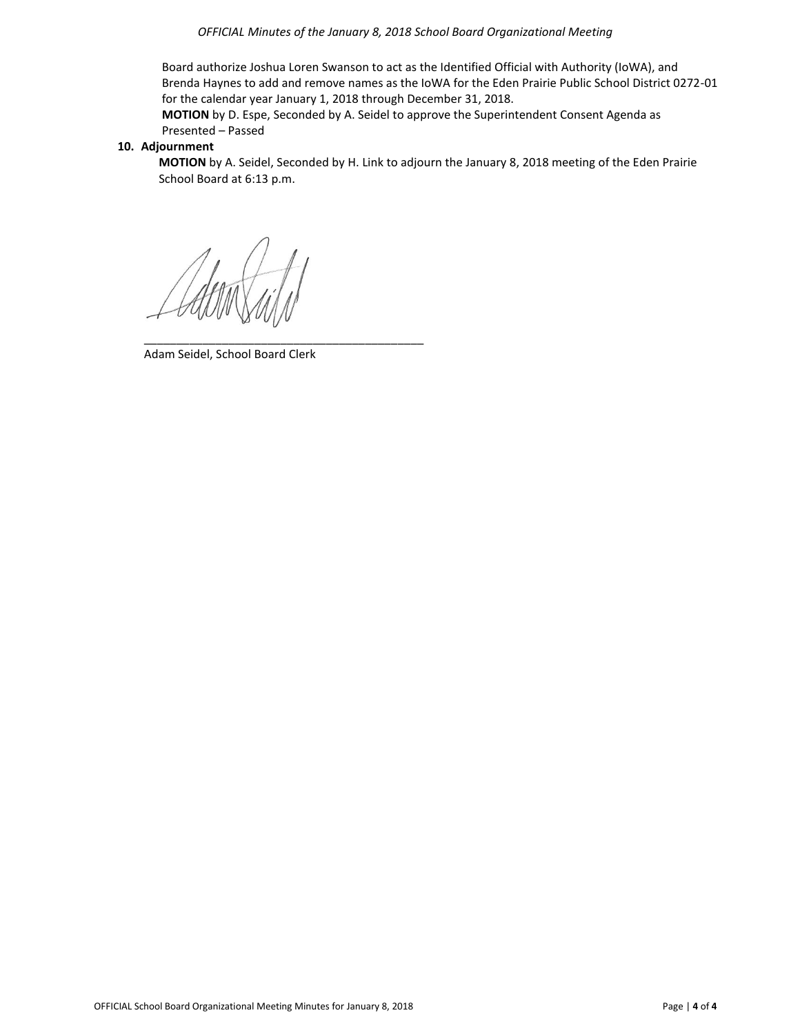Board authorize Joshua Loren Swanson to act as the Identified Official with Authority (IoWA), and Brenda Haynes to add and remove names as the IoWA for the Eden Prairie Public School District 0272-01 for the calendar year January 1, 2018 through December 31, 2018.

**MOTION** by D. Espe, Seconded by A. Seidel to approve the Superintendent Consent Agenda as Presented – Passed

**10. Adjournment**

**MOTION** by A. Seidel, Seconded by H. Link to adjourn the January 8, 2018 meeting of the Eden Prairie School Board at 6:13 p.m.

\_\_\_\_\_\_\_\_\_\_\_\_\_\_\_\_\_\_\_\_\_\_\_\_\_\_\_\_\_\_\_\_\_\_\_\_\_\_\_\_\_\_\_\_

Adam Seidel, School Board Clerk